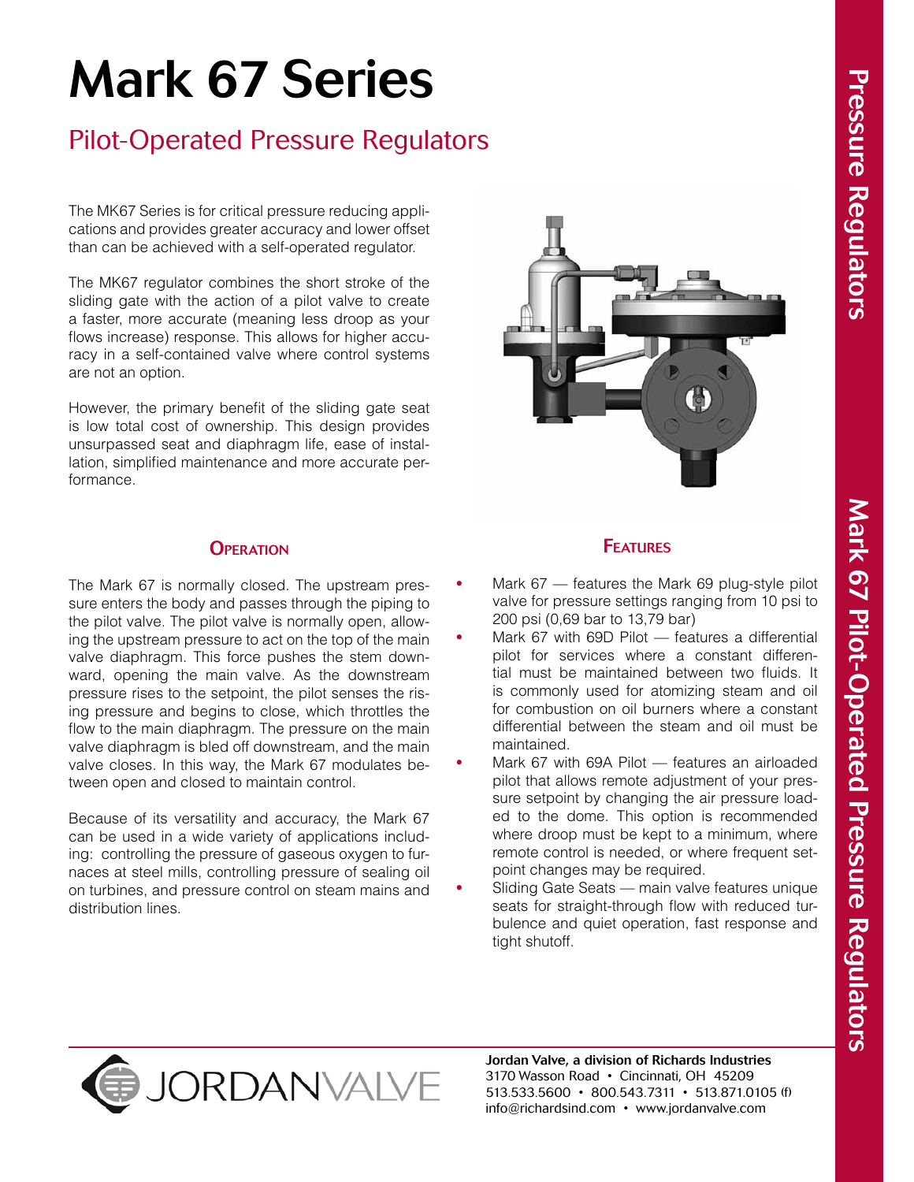# Mark 67 Series

## Pilot-Operated Pressure Regulators

The MK67 Series is for critical pressure reducing applications and provides greater accuracy and lower offset than can be achieved with a self-operated regulator.

The MK67 regulator combines the short stroke of the sliding gate with the action of a pilot valve to create a faster, more accurate (meaning less droop as your flows increase) response. This allows for higher accuracy in a self-contained valve where control systems are not an option.

However, the primary benefit of the sliding gate seat is low total cost of ownership. This design provides unsurpassed seat and diaphragm life, ease of installation, simplified maintenance and more accurate performance.

### Operation

The Mark 67 is normally closed. The upstream pressure enters the body and passes through the piping to the pilot valve. The pilot valve is normally open, allowing the upstream pressure to act on the top of the main valve diaphragm. This force pushes the stem downward, opening the main valve. As the downstream pressure rises to the setpoint, the pilot senses the rising pressure and begins to close, which throttles the flow to the main diaphragm. The pressure on the main valve diaphragm is bled off downstream, and the main valve closes. In this way, the Mark 67 modulates between open and closed to maintain control.

Because of its versatility and accuracy, the Mark 67 can be used in a wide variety of applications including: controlling the pressure of gaseous oxygen to furnaces at steel mills, controlling pressure of sealing oil on turbines, and pressure control on steam mains and distribution lines.

### Features

- Mark 67 — features the Mark 69 plug-style pilot valve for pressure settings ranging from 10 psi to 200 psi (0,69 bar to 13,79 bar)
- Mark 67 with 69D Pilot — features a differential pilot for services where a constant differential must be maintained between two fluids. It is commonly used for atomizing steam and oil for combustion on oil burners where a constant differential between the steam and oil must be maintained.
- Mark 67 with 69A Pilot — features an airloaded pilot that allows remote adjustment of your pressure setpoint by changing the air pressure loaded to the dome. This option is recommended where droop must be kept to a minimum, where remote control is needed, or where frequent setpoint changes may be required.
- Sliding Gate Seats — main valve features unique seats for straight-through flow with reduced turbulence and quiet operation, fast response and tight shutoff.

**Jordan Valve, a division of Richards Industries**
3170 Wasson Road • Cincinnati, OH 45209
513.533.5600 • 800.543.7311 • 513.871.0105 (f)
info@richardsind.com • www.jordanvalve.com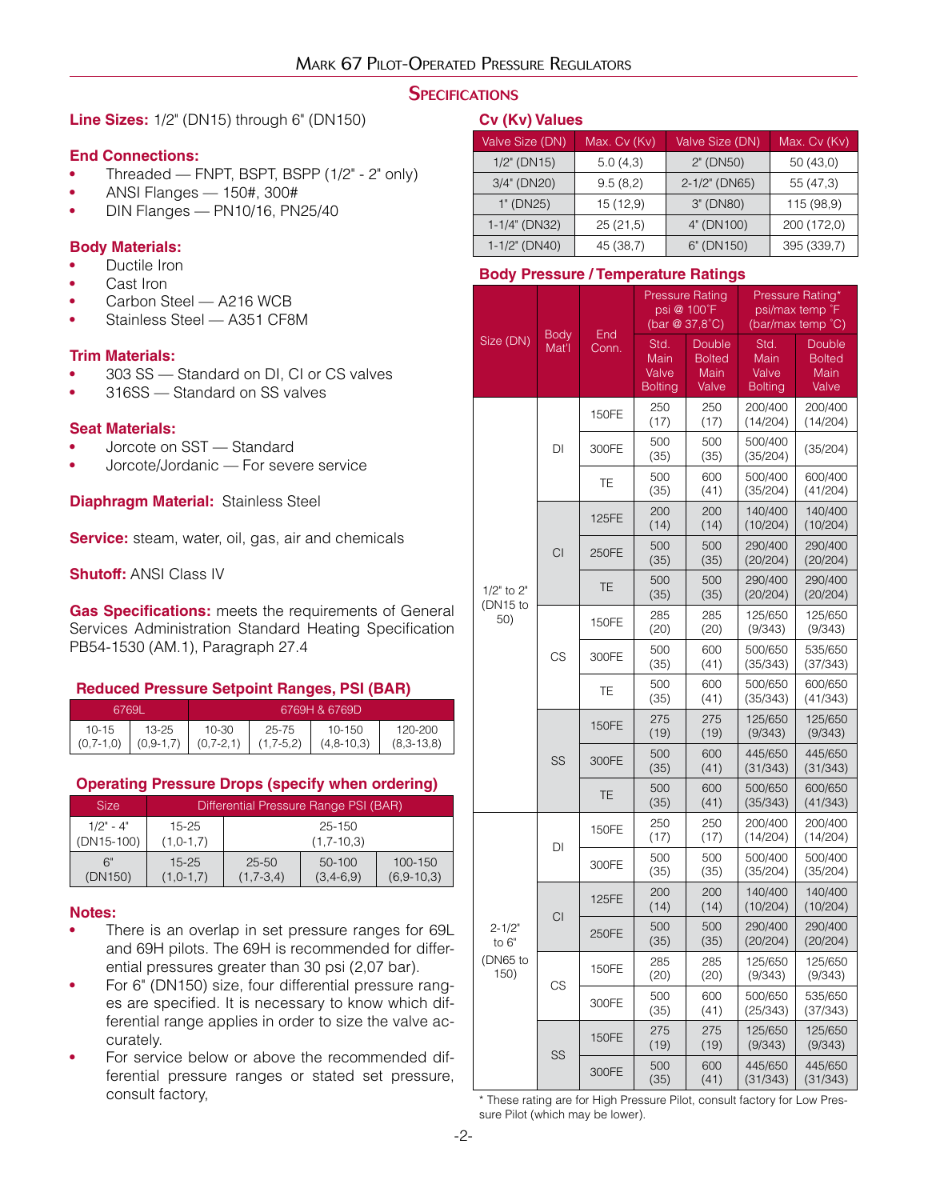## Specifications

**Line Sizes:** 1/2" (DN15) through 6" (DN150)

**End Connections:**

- Threaded — FNPT, BSPT, BSPP (1/2" - 2" only)
- ANSI Flanges — 150#, 300#
- DIN Flanges — PN10/16, PN25/40

**Body Materials:**

- Ductile Iron
- Cast Iron
- Carbon Steel — A216 WCB
- Stainless Steel — A351 CF8M

**Trim Materials:**

- 303 SS — Standard on DI, CI or CS valves
- 316SS — Standard on SS valves

**Seat Materials:**

- Jorcote on SST — Standard
- Jorcote/Jordanic — For severe service

**Diaphragm Material:** Stainless Steel

**Service:** steam, water, oil, gas, air and chemicals

**Shutoff:** ANSI Class IV

**Gas Specifications:** meets the requirements of General Services Administration Standard Heating Specification PB54-1530 (AM.1), Paragraph 27.4

### Reduced Pressure Setpoint Ranges, PSI (BAR)

| 6769L | | 6769H & 6769D | | | |
|---|---|---|---|---|---|
| 10-15 (0,7-1,0) | 13-25 (0,9-1,7) | 10-30 (0,7-2,1) | 25-75 (1,7-5,2) | 10-150 (4,8-10,3) | 120-200 (8,3-13,8) |

### Operating Pressure Drops (specify when ordering)

| Size | Differential Pressure Range PSI (BAR) | | | |
|---|---|---|---|---|
| 1/2" - 4" (DN15-100) | 15-25 (1,0-1,7) | 25-150 (1,7-10,3) | | |
| 6" (DN150) | 15-25 (1,0-1,7) | 25-50 (1,7-3,4) | 50-100 (3,4-6,9) | 100-150 (6,9-10,3) |

**Notes:**

- There is an overlap in set pressure ranges for 69L and 69H pilots. The 69H is recommended for differential pressures greater than 30 psi (2,07 bar).
- For 6" (DN150) size, four differential pressure ranges are specified. It is necessary to know which differential range applies in order to size the valve accurately.
- For service below or above the recommended differential pressure ranges or stated set pressure, consult factory,

### Cv (Kv) Values

| Valve Size (DN) | Max. Cv (Kv) | Valve Size (DN) | Max. Cv (Kv) |
|---|---|---|---|
| 1/2" (DN15) | 5.0 (4,3) | 2" (DN50) | 50 (43,0) |
| 3/4" (DN20) | 9.5 (8,2) | 2-1/2" (DN65) | 55 (47,3) |
| 1" (DN25) | 15 (12,9) | 3" (DN80) | 115 (98,9) |
| 1-1/4" (DN32) | 25 (21,5) | 4" (DN100) | 200 (172,0) |
| 1-1/2" (DN40) | 45 (38,7) | 6" (DN150) | 395 (339,7) |

### Body Pressure / Temperature Ratings

| Size (DN) | Body Mat'l | End Conn. | Pressure Rating psi @ 100°F (bar @ 37,8°C) | | Pressure Rating* psi/max temp °F (bar/max temp °C) | |
|---|---|---|---|---|---|---|
| | | | Std. Main Valve Bolting | Double Bolted Main Valve | Std. Main Valve Bolting | Double Bolted Main Valve |
| 1/2" to 2" (DN15 to 50) | DI | 150FE | 250 (17) | 250 (17) | 200/400 (14/204) | 200/400 (14/204) |
| | | 300FE | 500 (35) | 500 (35) | 500/400 (35/204) | (35/204) |
| | | TE | 500 (35) | 600 (41) | 500/400 (35/204) | 600/400 (41/204) |
| | CI | 125FE | 200 (14) | 200 (14) | 140/400 (10/204) | 140/400 (10/204) |
| | | 250FE | 500 (35) | 500 (35) | 290/400 (20/204) | 290/400 (20/204) |
| | | TE | 500 (35) | 500 (35) | 290/400 (20/204) | 290/400 (20/204) |
| | CS | 150FE | 285 (20) | 285 (20) | 125/650 (9/343) | 125/650 (9/343) |
| | | 300FE | 500 (35) | 600 (41) | 500/650 (35/343) | 535/650 (37/343) |
| | | TE | 500 (35) | 600 (41) | 500/650 (35/343) | 600/650 (41/343) |
| | SS | 150FE | 275 (19) | 275 (19) | 125/650 (9/343) | 125/650 (9/343) |
| | | 300FE | 500 (35) | 600 (41) | 445/650 (31/343) | 445/650 (31/343) |
| | | TE | 500 (35) | 600 (41) | 500/650 (35/343) | 600/650 (41/343) |
| 2-1/2" to 6" (DN65 to 150) | DI | 150FE | 250 (17) | 250 (17) | 200/400 (14/204) | 200/400 (14/204) |
| | | 300FE | 500 (35) | 500 (35) | 500/400 (35/204) | 500/400 (35/204) |
| | CI | 125FE | 200 (14) | 200 (14) | 140/400 (10/204) | 140/400 (10/204) |
| | | 250FE | 500 (35) | 500 (35) | 290/400 (20/204) | 290/400 (20/204) |
| | CS | 150FE | 285 (20) | 285 (20) | 125/650 (9/343) | 125/650 (9/343) |
| | | 300FE | 500 (35) | 600 (41) | 500/650 (25/343) | 535/650 (37/343) |
| | SS | 150FE | 275 (19) | 275 (19) | 125/650 (9/343) | 125/650 (9/343) |
| | | 300FE | 500 (35) | 600 (41) | 445/650 (31/343) | 445/650 (31/343) |

\* These rating are for High Pressure Pilot, consult factory for Low Pressure Pilot (which may be lower).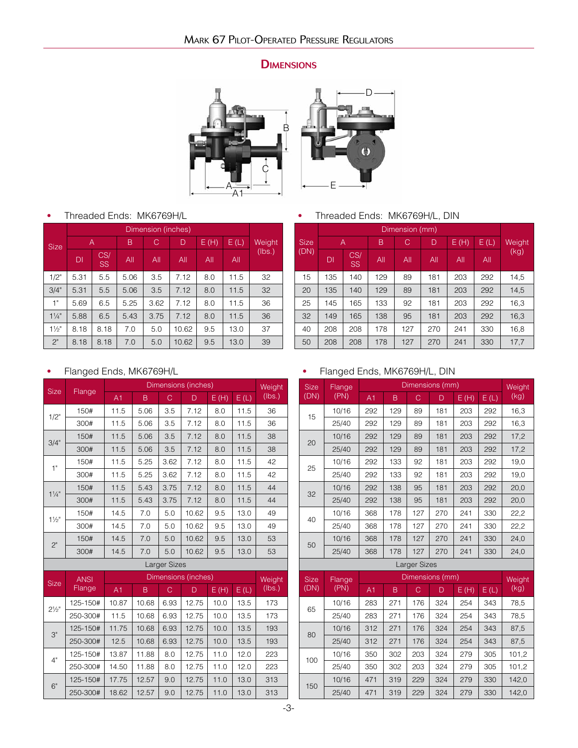## DIMENSIONS

- Threaded Ends: MK6769H/L

| Size | Dimension (inches) | | | | | | | Weight (lbs.) |
|---|---|---|---|---|---|---|---|---|
| | A | | B | C | D | E (H) | E (L) | |
| | DI | CS/SS | All | All | All | All | All | |
| 1/2" | 5.31 | 5.5 | 5.06 | 3.5 | 7.12 | 8.0 | 11.5 | 32 |
| 3/4" | 5.31 | 5.5 | 5.06 | 3.5 | 7.12 | 8.0 | 11.5 | 32 |
| 1" | 5.69 | 6.5 | 5.25 | 3.62 | 7.12 | 8.0 | 11.5 | 36 |
| 1¼" | 5.88 | 6.5 | 5.43 | 3.75 | 7.12 | 8.0 | 11.5 | 36 |
| 1½" | 8.18 | 8.18 | 7.0 | 5.0 | 10.62 | 9.5 | 13.0 | 37 |
| 2" | 8.18 | 8.18 | 7.0 | 5.0 | 10.62 | 9.5 | 13.0 | 39 |

- Threaded Ends: MK6769H/L, DIN

| Size (DN) | Dimension (mm) | | | | | | | Weight (kg) |
|---|---|---|---|---|---|---|---|---|
| | A | | B | C | D | E (H) | E (L) | |
| | DI | CS/SS | All | All | All | All | All | |
| 15 | 135 | 140 | 129 | 89 | 181 | 203 | 292 | 14,5 |
| 20 | 135 | 140 | 129 | 89 | 181 | 203 | 292 | 14,5 |
| 25 | 145 | 165 | 133 | 92 | 181 | 203 | 292 | 16,3 |
| 32 | 149 | 165 | 138 | 95 | 181 | 203 | 292 | 16,3 |
| 40 | 208 | 208 | 178 | 127 | 270 | 241 | 330 | 16,8 |
| 50 | 208 | 208 | 178 | 127 | 270 | 241 | 330 | 17,7 |

- Flanged Ends, MK6769H/L

| Size | Flange | Dimensions (inches) | | | | | | Weight (lbs.) |
|---|---|---|---|---|---|---|---|---|
| | | A1 | B | C | D | E (H) | E (L) | |
| 1/2" | 150# | 11.5 | 5.06 | 3.5 | 7.12 | 8.0 | 11.5 | 36 |
| | 300# | 11.5 | 5.06 | 3.5 | 7.12 | 8.0 | 11.5 | 36 |
| 3/4" | 150# | 11.5 | 5.06 | 3.5 | 7.12 | 8.0 | 11.5 | 38 |
| | 300# | 11.5 | 5.06 | 3.5 | 7.12 | 8.0 | 11.5 | 38 |
| 1" | 150# | 11.5 | 5.25 | 3.62 | 7.12 | 8.0 | 11.5 | 42 |
| | 300# | 11.5 | 5.25 | 3.62 | 7.12 | 8.0 | 11.5 | 42 |
| 1¼" | 150# | 11.5 | 5.43 | 3.75 | 7.12 | 8.0 | 11.5 | 44 |
| | 300# | 11.5 | 5.43 | 3.75 | 7.12 | 8.0 | 11.5 | 44 |
| 1½" | 150# | 14.5 | 7.0 | 5.0 | 10.62 | 9.5 | 13.0 | 49 |
| | 300# | 14.5 | 7.0 | 5.0 | 10.62 | 9.5 | 13.0 | 49 |
| 2" | 150# | 14.5 | 7.0 | 5.0 | 10.62 | 9.5 | 13.0 | 53 |
| | 300# | 14.5 | 7.0 | 5.0 | 10.62 | 9.5 | 13.0 | 53 |

Larger Sizes

| Size | ANSI Flange | Dimensions (inches) | | | | | | Weight (lbs.) |
|---|---|---|---|---|---|---|---|---|
| | | A1 | B | C | D | E (H) | E (L) | |
| 2½" | 125-150# | 10.87 | 10.68 | 6.93 | 12.75 | 10.0 | 13.5 | 173 |
| | 250-300# | 11.5 | 10.68 | 6.93 | 12.75 | 10.0 | 13.5 | 173 |
| 3" | 125-150# | 11.75 | 10.68 | 6.93 | 12.75 | 10.0 | 13.5 | 193 |
| | 250-300# | 12.5 | 10.68 | 6.93 | 12.75 | 10.0 | 13.5 | 193 |
| 4" | 125-150# | 13.87 | 11.88 | 8.0 | 12.75 | 11.0 | 12.0 | 223 |
| | 250-300# | 14.50 | 11.88 | 8.0 | 12.75 | 11.0 | 12.0 | 223 |
| 6" | 125-150# | 17.75 | 12.57 | 9.0 | 12.75 | 11.0 | 13.0 | 313 |
| | 250-300# | 18.62 | 12.57 | 9.0 | 12.75 | 11.0 | 13.0 | 313 |

- Flanged Ends, MK6769H/L, DIN

| Size (DN) | Flange (PN) | Dimensions (mm) | | | | | | Weight (kg) |
|---|---|---|---|---|---|---|---|---|
| | | A1 | B | C | D | E (H) | E (L) | |
| 15 | 10/16 | 292 | 129 | 89 | 181 | 203 | 292 | 16,3 |
| | 25/40 | 292 | 129 | 89 | 181 | 203 | 292 | 16,3 |
| 20 | 10/16 | 292 | 129 | 89 | 181 | 203 | 292 | 17,2 |
| | 25/40 | 292 | 129 | 89 | 181 | 203 | 292 | 17,2 |
| 25 | 10/16 | 292 | 133 | 92 | 181 | 203 | 292 | 19,0 |
| | 25/40 | 292 | 133 | 92 | 181 | 203 | 292 | 19,0 |
| 32 | 10/16 | 292 | 138 | 95 | 181 | 203 | 292 | 20,0 |
| | 25/40 | 292 | 138 | 95 | 181 | 203 | 292 | 20,0 |
| 40 | 10/16 | 368 | 178 | 127 | 270 | 241 | 330 | 22,2 |
| | 25/40 | 368 | 178 | 127 | 270 | 241 | 330 | 22,2 |
| 50 | 10/16 | 368 | 178 | 127 | 270 | 241 | 330 | 24,0 |
| | 25/40 | 368 | 178 | 127 | 270 | 241 | 330 | 24,0 |

Larger Sizes

| Size (DN) | Flange (PN) | Dimensions (mm) | | | | | | Weight (kg) |
|---|---|---|---|---|---|---|---|---|
| | | A1 | B | C | D | E (H) | E (L) | |
| 65 | 10/16 | 283 | 271 | 176 | 324 | 254 | 343 | 78,5 |
| | 25/40 | 283 | 271 | 176 | 324 | 254 | 343 | 78,5 |
| 80 | 10/16 | 312 | 271 | 176 | 324 | 254 | 343 | 87,5 |
| | 25/40 | 312 | 271 | 176 | 324 | 254 | 343 | 87,5 |
| 100 | 10/16 | 350 | 302 | 203 | 324 | 279 | 305 | 101,2 |
| | 25/40 | 350 | 302 | 203 | 324 | 279 | 305 | 101,2 |
| 150 | 10/16 | 471 | 319 | 229 | 324 | 279 | 330 | 142,0 |
| | 25/40 | 471 | 319 | 229 | 324 | 279 | 330 | 142,0 |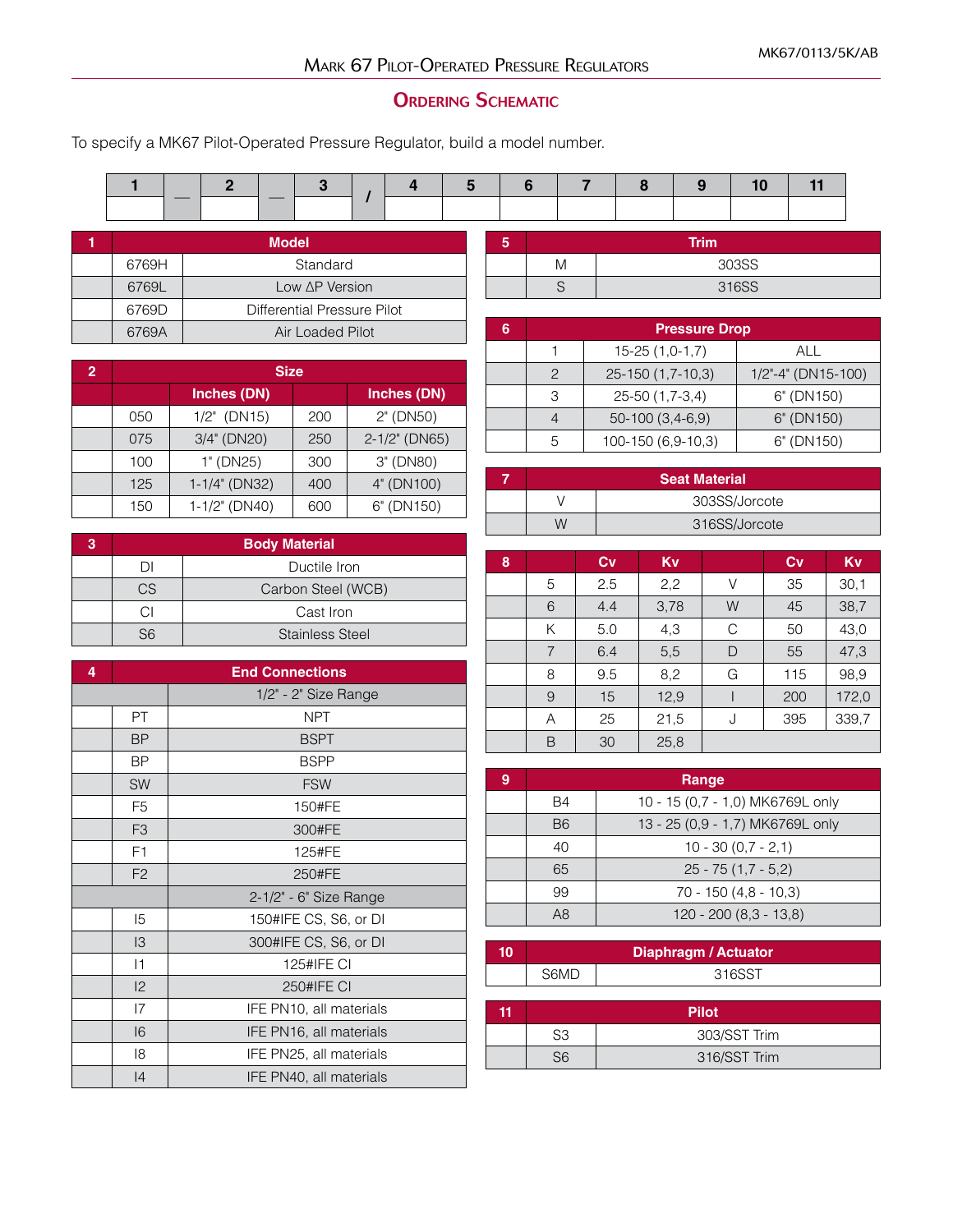## Ordering Schematic

To specify a MK67 Pilot-Operated Pressure Regulator, build a model number.

| 1 | — | 2 | — | 3 | / | 4 | 5 | 6 | 7 | 8 | 9 | 10 | 11 |
|---|---|---|---|---|---|---|---|---|---|---|---|---|---|
| | | | | | | | | | | | | | |

| 1 | Model | |
|---|---|---|
| | 6769H | Standard |
| | 6769L | Low ΔP Version |
| | 6769D | Differential Pressure Pilot |
| | 6769A | Air Loaded Pilot |

| 2 | Size | | | |
|---|---|---|---|---|
| | | Inches (DN) | | Inches (DN) |
| | 050 | 1/2" (DN15) | 200 | 2" (DN50) |
| | 075 | 3/4" (DN20) | 250 | 2-1/2" (DN65) |
| | 100 | 1" (DN25) | 300 | 3" (DN80) |
| | 125 | 1-1/4" (DN32) | 400 | 4" (DN100) |
| | 150 | 1-1/2" (DN40) | 600 | 6" (DN150) |

| 3 | Body Material | |
|---|---|---|
| | DI | Ductile Iron |
| | CS | Carbon Steel (WCB) |
| | CI | Cast Iron |
| | S6 | Stainless Steel |

| 4 | End Connections | |
|---|---|---|
| | | 1/2" - 2" Size Range |
| | PT | NPT |
| | BP | BSPT |
| | BP | BSPP |
| | SW | FSW |
| | F5 | 150#FE |
| | F3 | 300#FE |
| | F1 | 125#FE |
| | F2 | 250#FE |
| | | 2-1/2" - 6" Size Range |
| | I5 | 150#IFE CS, S6, or DI |
| | I3 | 300#IFE CS, S6, or DI |
| | I1 | 125#IFE CI |
| | I2 | 250#IFE CI |
| | I7 | IFE PN10, all materials |
| | I6 | IFE PN16, all materials |
| | I8 | IFE PN25, all materials |
| | I4 | IFE PN40, all materials |

| 5 | Trim | |
|---|---|---|
| | M | 303SS |
| | S | 316SS |

| 6 | Pressure Drop | | |
|---|---|---|---|
| | 1 | 15-25 (1,0-1,7) | ALL |
| | 2 | 25-150 (1,7-10,3) | 1/2"-4" (DN15-100) |
| | 3 | 25-50 (1,7-3,4) | 6" (DN150) |
| | 4 | 50-100 (3,4-6,9) | 6" (DN150) |
| | 5 | 100-150 (6,9-10,3) | 6" (DN150) |

| 7 | Seat Material | |
|---|---|---|
| | V | 303SS/Jorcote |
| | W | 316SS/Jorcote |

| 8 | | Cv | Kv | | Cv | Kv |
|---|---|---|---|---|---|---|
| | 5 | 2.5 | 2,2 | V | 35 | 30,1 |
| | 6 | 4.4 | 3,78 | W | 45 | 38,7 |
| | K | 5.0 | 4,3 | C | 50 | 43,0 |
| | 7 | 6.4 | 5,5 | D | 55 | 47,3 |
| | 8 | 9.5 | 8,2 | G | 115 | 98,9 |
| | 9 | 15 | 12,9 | I | 200 | 172,0 |
| | A | 25 | 21,5 | J | 395 | 339,7 |
| | B | 30 | 25,8 | | | |

| 9 | Range | |
|---|---|---|
| | B4 | 10 - 15 (0,7 - 1,0) MK6769L only |
| | B6 | 13 - 25 (0,9 - 1,7) MK6769L only |
| | 40 | 10 - 30 (0,7 - 2,1) |
| | 65 | 25 - 75 (1,7 - 5,2) |
| | 99 | 70 - 150 (4,8 - 10,3) |
| | A8 | 120 - 200 (8,3 - 13,8) |

| 10 | Diaphragm / Actuator | |
|---|---|---|
| | S6MD | 316SST |

| 11 | Pilot | |
|---|---|---|
| | S3 | 303/SST Trim |
| | S6 | 316/SST Trim |